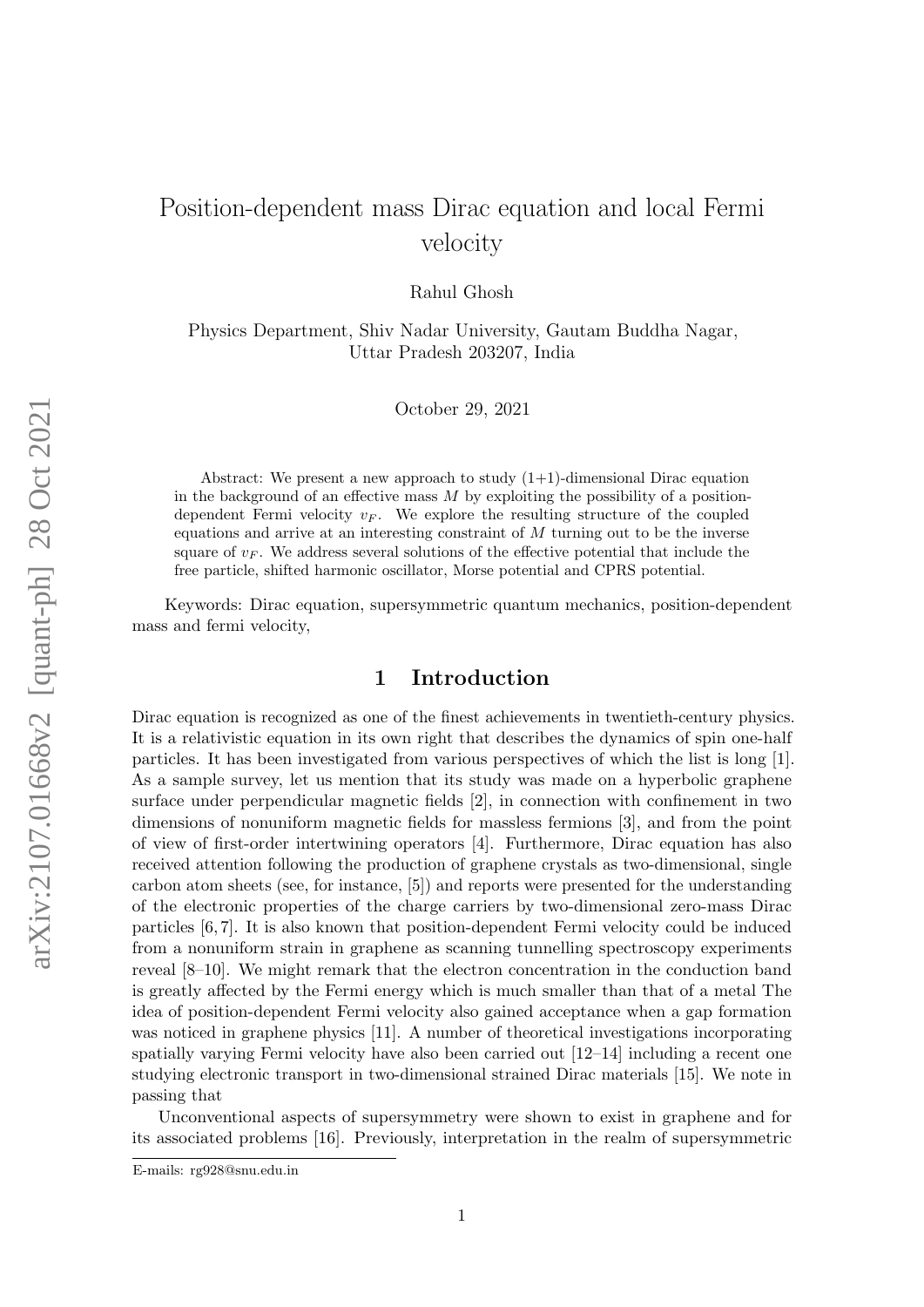# Position-dependent mass Dirac equation and local Fermi velocity

Rahul Ghosh

Physics Department, Shiv Nadar University, Gautam Buddha Nagar, Uttar Pradesh 203207, India

October 29, 2021

Abstract: We present a new approach to study (1+1)-dimensional Dirac equation in the background of an effective mass $M$ by exploiting the possibility of a position-dependent Fermi velocity $v_F$. We explore the resulting structure of the coupled equations and arrive at an interesting constraint of $M$ turning out to be the inverse square of $v_F$. We address several solutions of the effective potential that include the free particle, shifted harmonic oscillator, Morse potential and CPRS potential.

Keywords: Dirac equation, supersymmetric quantum mechanics, position-dependent mass and fermi velocity,

## 1 Introduction

Dirac equation is recognized as one of the finest achievements in twentieth-century physics. It is a relativistic equation in its own right that describes the dynamics of spin one-half particles. It has been investigated from various perspectives of which the list is long [1]. As a sample survey, let us mention that its study was made on a hyperbolic graphene surface under perpendicular magnetic fields [2], in connection with confinement in two dimensions of nonuniform magnetic fields for massless fermions [3], and from the point of view of first-order intertwining operators [4]. Furthermore, Dirac equation has also received attention following the production of graphene crystals as two-dimensional, single carbon atom sheets (see, for instance, [5]) and reports were presented for the understanding of the electronic properties of the charge carriers by two-dimensional zero-mass Dirac particles [6, 7]. It is also known that position-dependent Fermi velocity could be induced from a nonuniform strain in graphene as scanning tunnelling spectroscopy experiments reveal [8–10]. We might remark that the electron concentration in the conduction band is greatly affected by the Fermi energy which is much smaller than that of a metal The idea of position-dependent Fermi velocity also gained acceptance when a gap formation was noticed in graphene physics [11]. A number of theoretical investigations incorporating spatially varying Fermi velocity have also been carried out [12–14] including a recent one studying electronic transport in two-dimensional strained Dirac materials [15]. We note in passing that

Unconventional aspects of supersymmetry were shown to exist in graphene and for its associated problems [16]. Previously, interpretation in the realm of supersymmetric

E-mails: rg928@snu.edu.in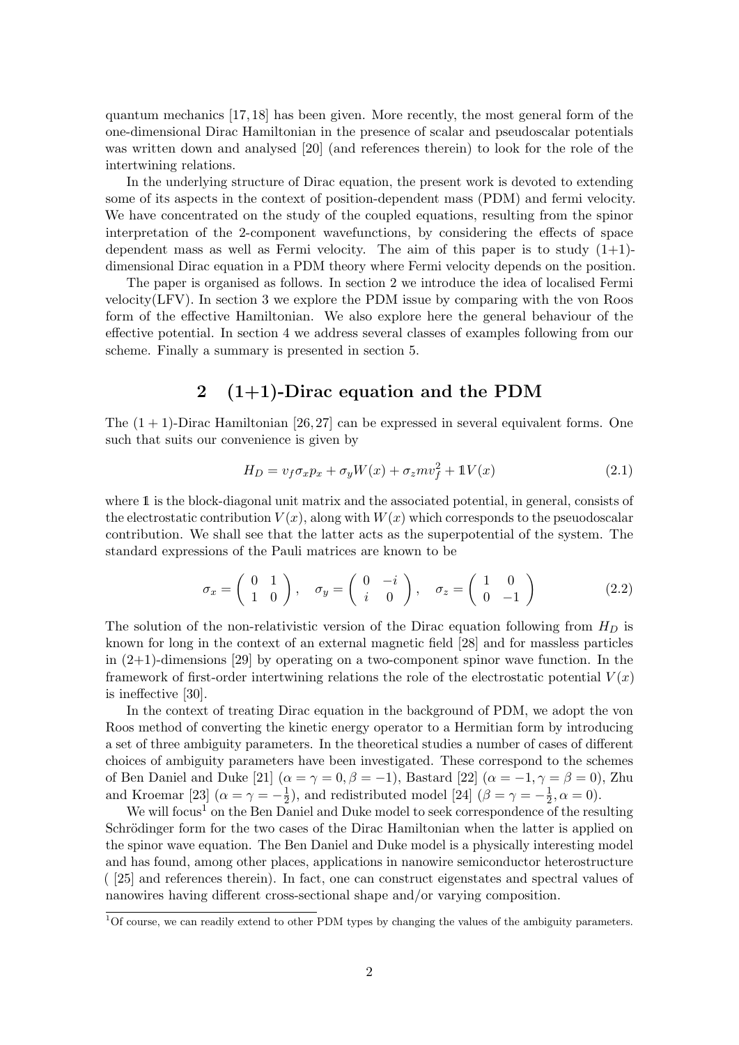quantum mechanics [17,18] has been given. More recently, the most general form of the one-dimensional Dirac Hamiltonian in the presence of scalar and pseudoscalar potentials was written down and analysed [20] (and references therein) to look for the role of the intertwining relations.

In the underlying structure of Dirac equation, the present work is devoted to extending some of its aspects in the context of position-dependent mass (PDM) and fermi velocity. We have concentrated on the study of the coupled equations, resulting from the spinor interpretation of the 2-component wavefunctions, by considering the effects of space dependent mass as well as Fermi velocity. The aim of this paper is to study (1+1)-dimensional Dirac equation in a PDM theory where Fermi velocity depends on the position.

The paper is organised as follows. In section 2 we introduce the idea of localised Fermi velocity(LFV). In section 3 we explore the PDM issue by comparing with the von Roos form of the effective Hamiltonian. We also explore here the general behaviour of the effective potential. In section 4 we address several classes of examples following from our scheme. Finally a summary is presented in section 5.

## 2 (1+1)-Dirac equation and the PDM

The $(1+1)$-Dirac Hamiltonian [26,27] can be expressed in several equivalent forms. One such that suits our convenience is given by

$$H_D = v_f \sigma_x p_x + \sigma_y W(x) + \sigma_z m v_f^2 + \mathbb{1} V(x) \tag{2.1}$$

where $\mathbb{1}$ is the block-diagonal unit matrix and the associated potential, in general, consists of the electrostatic contribution $V(x)$, along with $W(x)$ which corresponds to the pseudoscalar contribution. We shall see that the latter acts as the superpotential of the system. The standard expressions of the Pauli matrices are known to be

$$\sigma_x = \begin{pmatrix} 0 & 1 \\ 1 & 0 \end{pmatrix}, \quad \sigma_y = \begin{pmatrix} 0 & -i \\ i & 0 \end{pmatrix}, \quad \sigma_z = \begin{pmatrix} 1 & 0 \\ 0 & -1 \end{pmatrix} \tag{2.2}$$

The solution of the non-relativistic version of the Dirac equation following from $H_D$ is known for long in the context of an external magnetic field [28] and for massless particles in (2+1)-dimensions [29] by operating on a two-component spinor wave function. In the framework of first-order intertwining relations the role of the electrostatic potential $V(x)$ is ineffective [30].

In the context of treating Dirac equation in the background of PDM, we adopt the von Roos method of converting the kinetic energy operator to a Hermitian form by introducing a set of three ambiguity parameters. In the theoretical studies a number of cases of different choices of ambiguity parameters have been investigated. These correspond to the schemes of Ben Daniel and Duke [21] ($\alpha = \gamma = 0, \beta = -1$), Bastard [22] ($\alpha = -1, \gamma = \beta = 0$), Zhu and Kroemar [23] ($\alpha = \gamma = -\frac{1}{2}$), and redistributed model [24] ($\beta = \gamma = -\frac{1}{2}, \alpha = 0$).

We will focus[1] on the Ben Daniel and Duke model to seek correspondence of the resulting Schrödinger form for the two cases of the Dirac Hamiltonian when the latter is applied on the spinor wave equation. The Ben Daniel and Duke model is a physically interesting model and has found, among other places, applications in nanowire semiconductor heterostructure ( [25] and references therein). In fact, one can construct eigenstates and spectral values of nanowires having different cross-sectional shape and/or varying composition.

[1] Of course, we can readily extend to other PDM types by changing the values of the ambiguity parameters.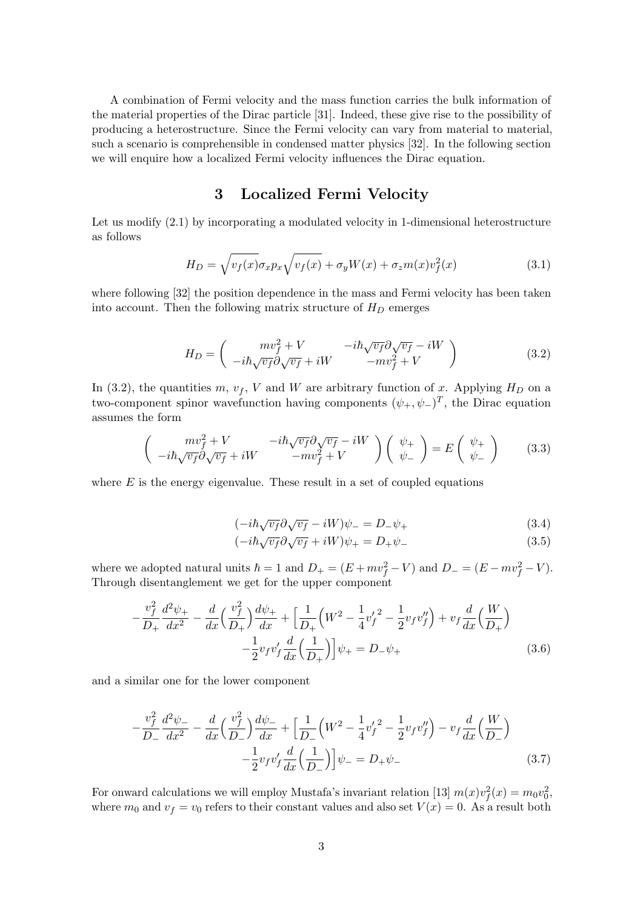A combination of Fermi velocity and the mass function carries the bulk information of the material properties of the Dirac particle [31]. Indeed, these give rise to the possibility of producing a heterostructure. Since the Fermi velocity can vary from material to material, such a scenario is comprehensible in condensed matter physics [32]. In the following section we will enquire how a localized Fermi velocity influences the Dirac equation.

## 3 Localized Fermi Velocity

Let us modify (2.1) by incorporating a modulated velocity in 1-dimensional heterostructure as follows

$$H_D = \sqrt{v_f(x)}\sigma_x p_x \sqrt{v_f(x)} + \sigma_y W(x) + \sigma_z m(x) v_f^2(x) \tag{3.1}$$

where following [32] the position dependence in the mass and Fermi velocity has been taken into account. Then the following matrix structure of $H_D$ emerges

$$H_D = \begin{pmatrix} mv_f^2 + V & -i\hbar\sqrt{v_f}\partial\sqrt{v_f} - iW \\ -i\hbar\sqrt{v_f}\partial\sqrt{v_f} + iW & -mv_f^2 + V \end{pmatrix} \tag{3.2}$$

In (3.2), the quantities $m$, $v_f$, $V$ and $W$ are arbitrary function of $x$. Applying $H_D$ on a two-component spinor wavefunction having components $(\psi_+, \psi_-)^T$, the Dirac equation assumes the form

$$\begin{pmatrix} mv_f^2 + V & -i\hbar\sqrt{v_f}\partial\sqrt{v_f} - iW \\ -i\hbar\sqrt{v_f}\partial\sqrt{v_f} + iW & -mv_f^2 + V \end{pmatrix} \begin{pmatrix} \psi_+ \\ \psi_- \end{pmatrix} = E \begin{pmatrix} \psi_+ \\ \psi_- \end{pmatrix} \tag{3.3}$$

where $E$ is the energy eigenvalue. These result in a set of coupled equations

$$(-i\hbar\sqrt{v_f}\partial\sqrt{v_f} - iW)\psi_- = D_-\psi_+ \tag{3.4}$$

$$(-i\hbar\sqrt{v_f}\partial\sqrt{v_f} + iW)\psi_+ = D_+\psi_- \tag{3.5}$$

where we adopted natural units $\hbar = 1$ and $D_+ = (E + mv_f^2 - V)$ and $D_- = (E - mv_f^2 - V)$. Through disentanglement we get for the upper component

$$-\frac{v_f^2}{D_+}\frac{d^2\psi_+}{dx^2} - \frac{d}{dx}\Big(\frac{v_f^2}{D_+}\Big)\frac{d\psi_+}{dx} + \Big[\frac{1}{D_+}\Big(W^2 - \frac{1}{4}{v_f'}^2 - \frac{1}{2}v_f v_f''\Big) + v_f\frac{d}{dx}\Big(\frac{W}{D_+}\Big) - \frac{1}{2}v_f v_f'\frac{d}{dx}\Big(\frac{1}{D_+}\Big)\Big]\psi_+ = D_-\psi_+ \tag{3.6}$$

and a similar one for the lower component

$$-\frac{v_f^2}{D_-}\frac{d^2\psi_-}{dx^2} - \frac{d}{dx}\Big(\frac{v_f^2}{D_-}\Big)\frac{d\psi_-}{dx} + \Big[\frac{1}{D_-}\Big(W^2 - \frac{1}{4}{v_f'}^2 - \frac{1}{2}v_f v_f''\Big) - v_f\frac{d}{dx}\Big(\frac{W}{D_-}\Big) - \frac{1}{2}v_f v_f'\frac{d}{dx}\Big(\frac{1}{D_-}\Big)\Big]\psi_- = D_+\psi_- \tag{3.7}$$

For onward calculations we will employ Mustafa's invariant relation [13] $m(x)v_f^2(x) = m_0 v_0^2$, where $m_0$ and $v_f = v_0$ refers to their constant values and also set $V(x) = 0$. As a result both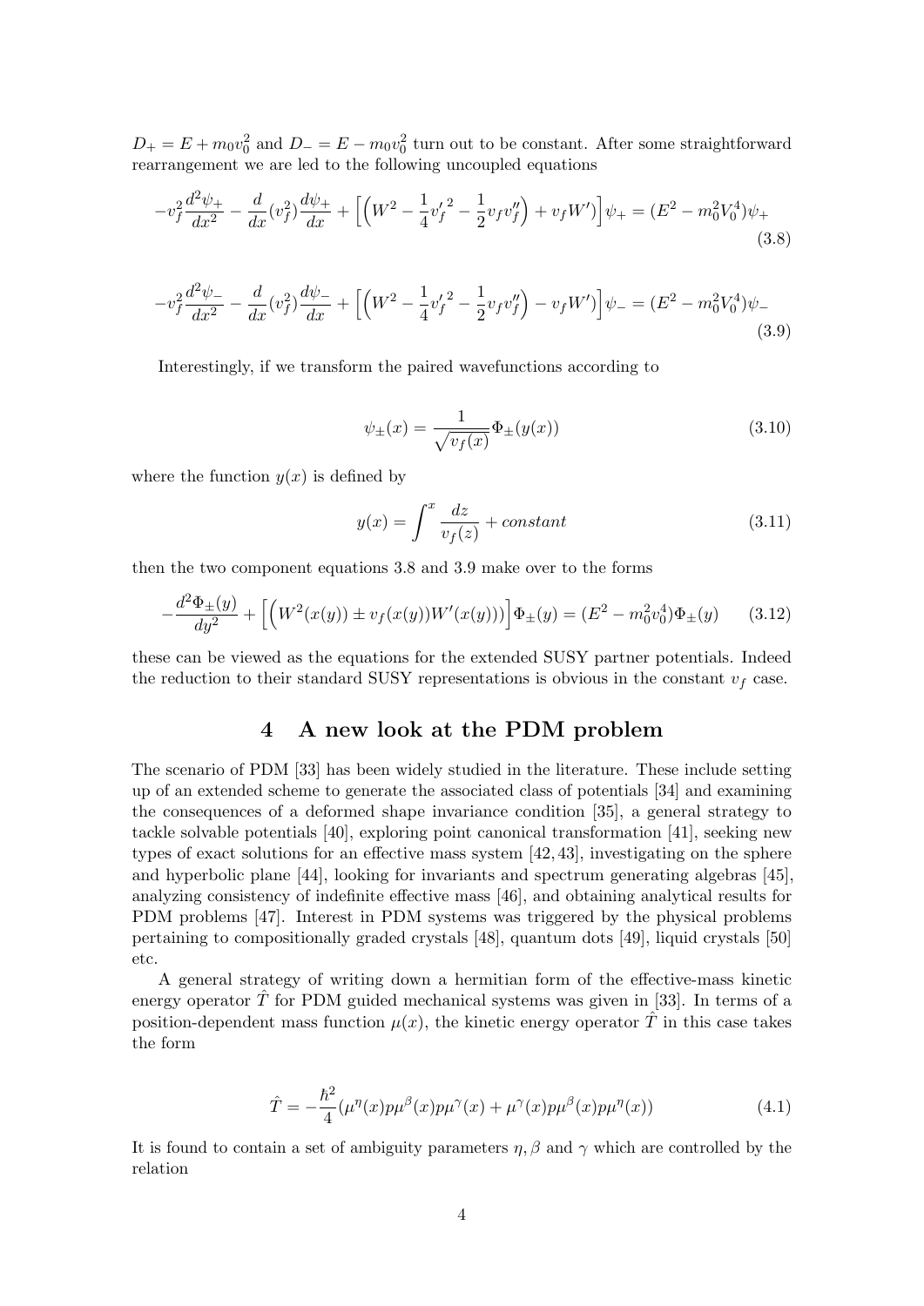$D_+ = E + m_0 v_0^2$ and $D_- = E - m_0 v_0^2$ turn out to be constant. After some straightforward rearrangement we are led to the following uncoupled equations

$$-v_f^2 \frac{d^2\psi_+}{dx^2} - \frac{d}{dx}(v_f^2)\frac{d\psi_+}{dx} + \left[\left(W^2 - \frac{1}{4}{v_f'}^2 - \frac{1}{2}v_f v_f''\right) + v_f W'\right]\psi_+ = (E^2 - m_0^2 V_0^4)\psi_+ \tag{3.8}$$

$$-v_f^2 \frac{d^2\psi_-}{dx^2} - \frac{d}{dx}(v_f^2)\frac{d\psi_-}{dx} + \left[\left(W^2 - \frac{1}{4}{v_f'}^2 - \frac{1}{2}v_f v_f''\right) - v_f W'\right]\psi_- = (E^2 - m_0^2 V_0^4)\psi_- \tag{3.9}$$

Interestingly, if we transform the paired wavefunctions according to

$$\psi_\pm(x) = \frac{1}{\sqrt{v_f(x)}}\Phi_\pm(y(x)) \tag{3.10}$$

where the function $y(x)$ is defined by

$$y(x) = \int^x \frac{dz}{v_f(z)} + constant \tag{3.11}$$

then the two component equations 3.8 and 3.9 make over to the forms

$$-\frac{d^2\Phi_\pm(y)}{dy^2} + \left[\left(W^2(x(y)) \pm v_f(x(y))W'(x(y))\right)\right]\Phi_\pm(y) = (E^2 - m_0^2 v_0^4)\Phi_\pm(y) \tag{3.12}$$

these can be viewed as the equations for the extended SUSY partner potentials. Indeed the reduction to their standard SUSY representations is obvious in the constant $v_f$ case.

## 4 A new look at the PDM problem

The scenario of PDM [33] has been widely studied in the literature. These include setting up of an extended scheme to generate the associated class of potentials [34] and examining the consequences of a deformed shape invariance condition [35], a general strategy to tackle solvable potentials [40], exploring point canonical transformation [41], seeking new types of exact solutions for an effective mass system [42, 43], investigating on the sphere and hyperbolic plane [44], looking for invariants and spectrum generating algebras [45], analyzing consistency of indefinite effective mass [46], and obtaining analytical results for PDM problems [47]. Interest in PDM systems was triggered by the physical problems pertaining to compositionally graded crystals [48], quantum dots [49], liquid crystals [50] etc.

A general strategy of writing down a hermitian form of the effective-mass kinetic energy operator $\hat{T}$ for PDM guided mechanical systems was given in [33]. In terms of a position-dependent mass function $\mu(x)$, the kinetic energy operator $\hat{T}$ in this case takes the form

$$\hat{T} = -\frac{\hbar^2}{4}(\mu^\eta(x)p\mu^\beta(x)p\mu^\gamma(x) + \mu^\gamma(x)p\mu^\beta(x)p\mu^\eta(x)) \tag{4.1}$$

It is found to contain a set of ambiguity parameters $\eta, \beta$ and $\gamma$ which are controlled by the relation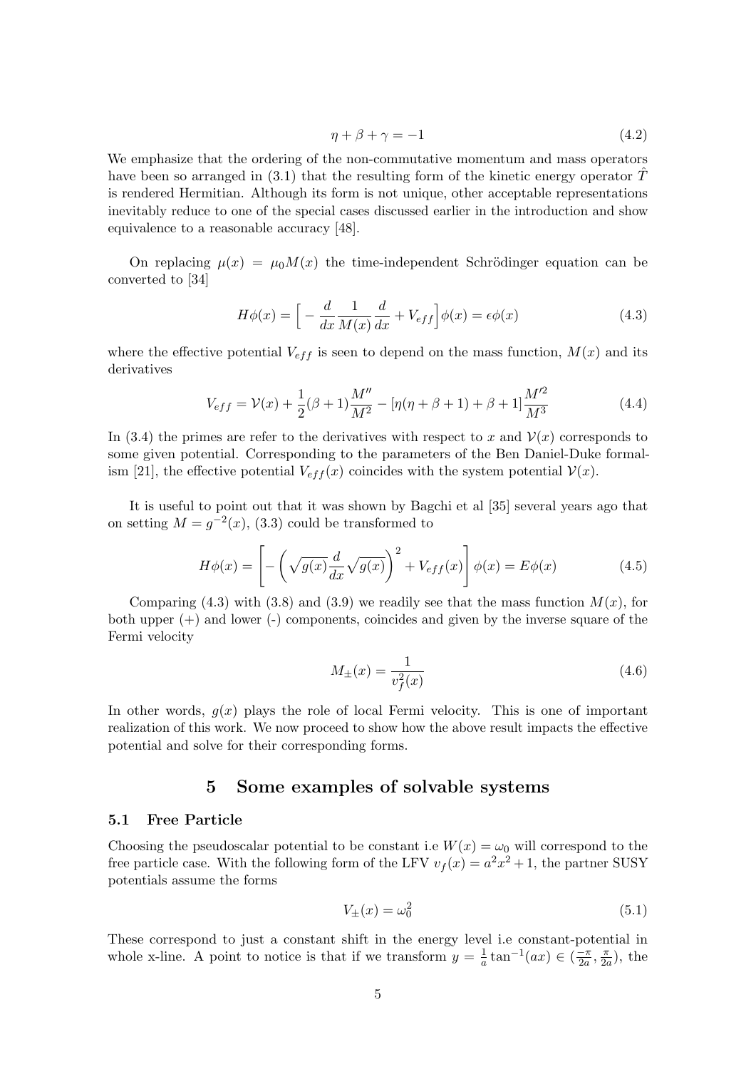$$\eta + \beta + \gamma = -1 \tag{4.2}$$

We emphasize that the ordering of the non-commutative momentum and mass operators have been so arranged in (3.1) that the resulting form of the kinetic energy operator $\hat{T}$ is rendered Hermitian. Although its form is not unique, other acceptable representations inevitably reduce to one of the special cases discussed earlier in the introduction and show equivalence to a reasonable accuracy [48].

On replacing $\mu(x) = \mu_0 M(x)$ the time-independent Schrödinger equation can be converted to [34]

$$H\phi(x) = \Big[ -\frac{d}{dx}\frac{1}{M(x)}\frac{d}{dx} + V_{eff}\Big]\phi(x) = \epsilon\phi(x) \tag{4.3}$$

where the effective potential $V_{eff}$ is seen to depend on the mass function, $M(x)$ and its derivatives

$$V_{eff} = \mathcal{V}(x) + \frac{1}{2}(\beta+1)\frac{M''}{M^2} - [\eta(\eta+\beta+1)+\beta+1]\frac{M'^2}{M^3} \tag{4.4}$$

In (3.4) the primes are refer to the derivatives with respect to $x$ and $\mathcal{V}(x)$ corresponds to some given potential. Corresponding to the parameters of the Ben Daniel-Duke formalism [21], the effective potential $V_{eff}(x)$ coincides with the system potential $\mathcal{V}(x)$.

It is useful to point out that it was shown by Bagchi et al [35] several years ago that on setting $M = g^{-2}(x)$, (3.3) could be transformed to

$$H\phi(x) = \left[ -\left(\sqrt{g(x)}\frac{d}{dx}\sqrt{g(x)}\right)^2 + V_{eff}(x)\right]\phi(x) = E\phi(x) \tag{4.5}$$

Comparing (4.3) with (3.8) and (3.9) we readily see that the mass function $M(x)$, for both upper (+) and lower (-) components, coincides and given by the inverse square of the Fermi velocity

$$M_{\pm}(x) = \frac{1}{v_f^2(x)} \tag{4.6}$$

In other words, $g(x)$ plays the role of local Fermi velocity. This is one of important realization of this work. We now proceed to show how the above result impacts the effective potential and solve for their corresponding forms.

## 5 Some examples of solvable systems

### 5.1 Free Particle

Choosing the pseudoscalar potential to be constant i.e $W(x) = \omega_0$ will correspond to the free particle case. With the following form of the LFV $v_f(x) = a^2x^2 + 1$, the partner SUSY potentials assume the forms

$$V_{\pm}(x) = \omega_0^2 \tag{5.1}$$

These correspond to just a constant shift in the energy level i.e constant-potential in whole x-line. A point to notice is that if we transform $y = \frac{1}{a}\tan^{-1}(ax) \in (\frac{-\pi}{2a}, \frac{\pi}{2a})$, the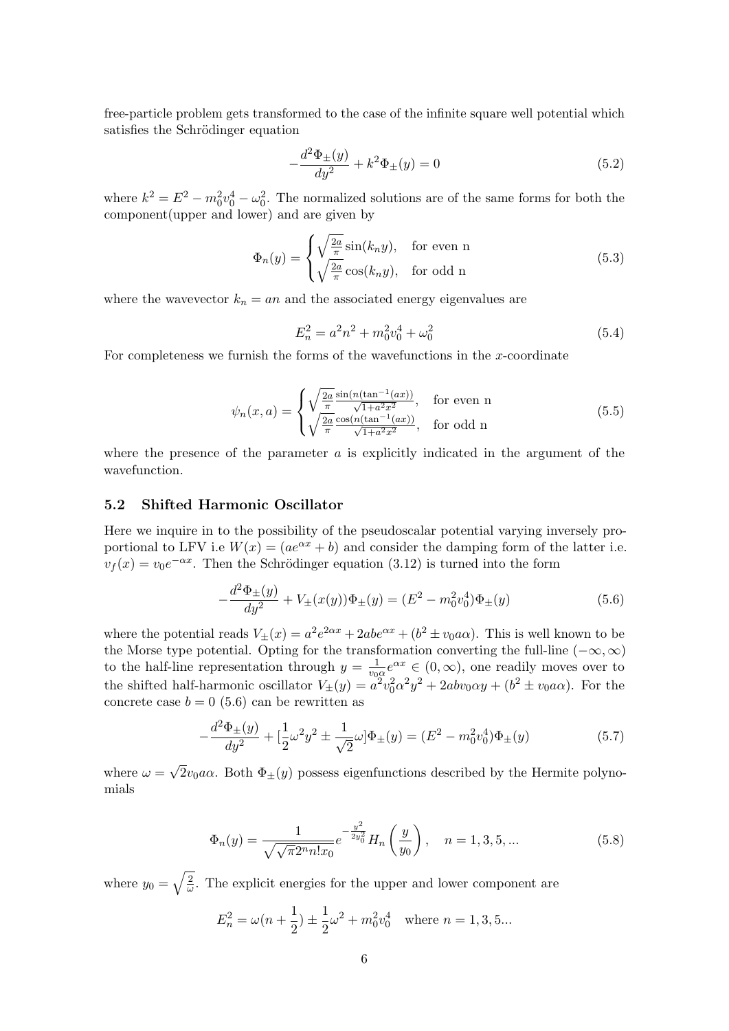free-particle problem gets transformed to the case of the infinite square well potential which satisfies the Schrödinger equation

$$-\frac{d^2\Phi_{\pm}(y)}{dy^2} + k^2\Phi_{\pm}(y) = 0 \tag{5.2}$$

where $k^2 = E^2 - m_0^2v_0^4 - \omega_0^2$. The normalized solutions are of the same forms for both the component(upper and lower) and are given by

$$\Phi_n(y) = \begin{cases} \sqrt{\frac{2a}{\pi}}\sin(k_n y), & \text{for even n} \\ \sqrt{\frac{2a}{\pi}}\cos(k_n y), & \text{for odd n} \end{cases} \tag{5.3}$$

where the wavevector $k_n = an$ and the associated energy eigenvalues are

$$E_n^2 = a^2n^2 + m_0^2v_0^4 + \omega_0^2 \tag{5.4}$$

For completeness we furnish the forms of the wavefunctions in the $x$-coordinate

$$\psi_n(x,a) = \begin{cases} \sqrt{\frac{2a}{\pi}}\frac{\sin(n(\tan^{-1}(ax))}{\sqrt{1+a^2x^2}}, & \text{for even n} \\ \sqrt{\frac{2a}{\pi}}\frac{\cos(n(\tan^{-1}(ax))}{\sqrt{1+a^2x^2}}, & \text{for odd n} \end{cases} \tag{5.5}$$

where the presence of the parameter $a$ is explicitly indicated in the argument of the wavefunction.

### 5.2 Shifted Harmonic Oscillator

Here we inquire in to the possibility of the pseudoscalar potential varying inversely proportional to LFV i.e $W(x) = (ae^{\alpha x} + b)$ and consider the damping form of the latter i.e. $v_f(x) = v_0 e^{-\alpha x}$. Then the Schrödinger equation (3.12) is turned into the form

$$-\frac{d^2\Phi_{\pm}(y)}{dy^2} + V_{\pm}(x(y))\Phi_{\pm}(y) = (E^2 - m_0^2v_0^4)\Phi_{\pm}(y) \tag{5.6}$$

where the potential reads $V_{\pm}(x) = a^2e^{2\alpha x} + 2abe^{\alpha x} + (b^2 \pm v_0 a\alpha)$. This is well known to be the Morse type potential. Opting for the transformation converting the full-line $(-\infty, \infty)$ to the half-line representation through $y = \frac{1}{v_0\alpha}e^{\alpha x} \in (0, \infty)$, one readily moves over to the shifted half-harmonic oscillator $V_{\pm}(y) = a^2v_0^2\alpha^2y^2 + 2abv_0\alpha y + (b^2 \pm v_0 a\alpha)$. For the concrete case $b = 0$ (5.6) can be rewritten as

$$-\frac{d^2\Phi_{\pm}(y)}{dy^2} + [\frac{1}{2}\omega^2y^2 \pm \frac{1}{\sqrt{2}}\omega]\Phi_{\pm}(y) = (E^2 - m_0^2v_0^4)\Phi_{\pm}(y) \tag{5.7}$$

where $\omega = \sqrt{2}v_0 a\alpha$. Both $\Phi_{\pm}(y)$ possess eigenfunctions described by the Hermite polynomials

$$\Phi_n(y) = \frac{1}{\sqrt{\sqrt{\pi}2^n n! x_0}} e^{-\frac{y^2}{2y_0^2}} H_n\left(\frac{y}{y_0}\right), \quad n = 1, 3, 5, ... \tag{5.8}$$

where $y_0 = \sqrt{\frac{2}{\omega}}$. The explicit energies for the upper and lower component are

$$E_n^2 = \omega(n + \frac{1}{2}) \pm \frac{1}{2}\omega^2 + m_0^2v_0^4 \quad \text{where } n = 1, 3, 5...$$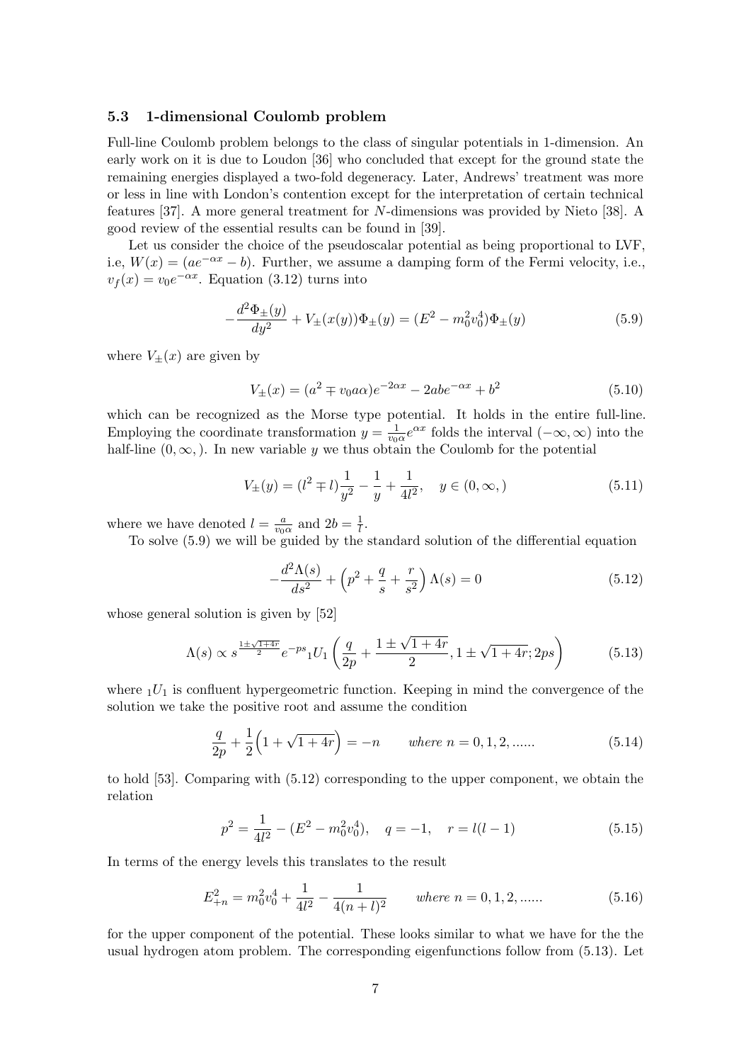### 5.3 1-dimensional Coulomb problem

Full-line Coulomb problem belongs to the class of singular potentials in 1-dimension. An early work on it is due to Loudon [36] who concluded that except for the ground state the remaining energies displayed a two-fold degeneracy. Later, Andrews' treatment was more or less in line with London's contention except for the interpretation of certain technical features [37]. A more general treatment for $N$-dimensions was provided by Nieto [38]. A good review of the essential results can be found in [39].

Let us consider the choice of the pseudoscalar potential as being proportional to LVF, i.e, $W(x) = (ae^{-\alpha x} - b)$. Further, we assume a damping form of the Fermi velocity, i.e., $v_f(x) = v_0 e^{-\alpha x}$. Equation (3.12) turns into

$$-\frac{d^2\Phi_\pm(y)}{dy^2} + V_\pm(x(y))\Phi_\pm(y) = (E^2 - m_0^2 v_0^4)\Phi_\pm(y) \tag{5.9}$$

where $V_\pm(x)$ are given by

$$V_\pm(x) = (a^2 \mp v_0 a\alpha)e^{-2\alpha x} - 2abe^{-\alpha x} + b^2 \tag{5.10}$$

which can be recognized as the Morse type potential. It holds in the entire full-line. Employing the coordinate transformation $y = \frac{1}{v_0\alpha}e^{\alpha x}$ folds the interval $(-\infty, \infty)$ into the half-line $(0, \infty,)$. In new variable $y$ we thus obtain the Coulomb for the potential

$$V_\pm(y) = (l^2 \mp l)\frac{1}{y^2} - \frac{1}{y} + \frac{1}{4l^2}, \quad y \in (0, \infty,) \tag{5.11}$$

where we have denoted $l = \frac{a}{v_0\alpha}$ and $2b = \frac{1}{l}$.

To solve (5.9) we will be guided by the standard solution of the differential equation

$$-\frac{d^2\Lambda(s)}{ds^2} + \Big(p^2 + \frac{q}{s} + \frac{r}{s^2}\Big)\Lambda(s) = 0 \tag{5.12}$$

whose general solution is given by [52]

$$\Lambda(s) \propto s^{\frac{1\pm\sqrt{1+4r}}{2}} e^{-ps} {}_1U_1\left(\frac{q}{2p} + \frac{1 \pm \sqrt{1+4r}}{2}, 1 \pm \sqrt{1+4r}; 2ps\right) \tag{5.13}$$

where ${}_1U_1$ is confluent hypergeometric function. Keeping in mind the convergence of the solution we take the positive root and assume the condition

$$\frac{q}{2p} + \frac{1}{2}\Big(1 + \sqrt{1+4r}\Big) = -n \qquad \textit{where } n = 0, 1, 2, ...... \tag{5.14}$$

to hold [53]. Comparing with (5.12) corresponding to the upper component, we obtain the relation

$$p^2 = \frac{1}{4l^2} - (E^2 - m_0^2 v_0^4), \quad q = -1, \quad r = l(l-1) \tag{5.15}$$

In terms of the energy levels this translates to the result

$$E_{+n}^2 = m_0^2 v_0^4 + \frac{1}{4l^2} - \frac{1}{4(n+l)^2} \qquad \textit{where } n = 0, 1, 2, ...... \tag{5.16}$$

for the upper component of the potential. These looks similar to what we have for the the usual hydrogen atom problem. The corresponding eigenfunctions follow from (5.13). Let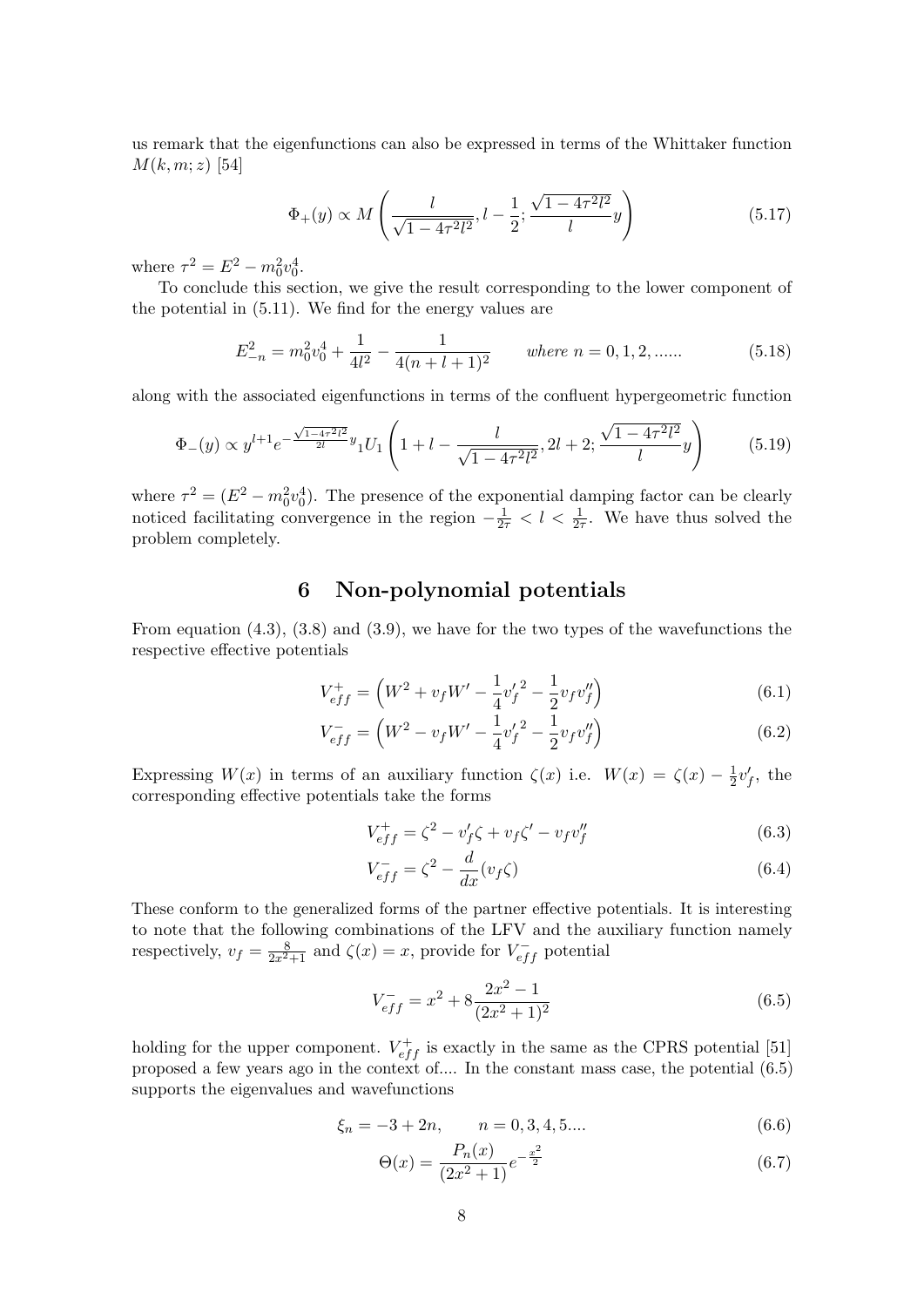us remark that the eigenfunctions can also be expressed in terms of the Whittaker function $M(k, m; z)$ [54]

$$
\Phi_+(y) \propto M\left(\frac{l}{\sqrt{1-4\tau^2 l^2}}, l-\frac{1}{2}; \frac{\sqrt{1-4\tau^2 l^2}}{l} y\right) \tag{5.17}
$$

where $\tau^2 = E^2 - m_0^2 v_0^4$.

To conclude this section, we give the result corresponding to the lower component of the potential in (5.11). We find for the energy values are

$$
E_{-n}^2 = m_0^2 v_0^4 + \frac{1}{4l^2} - \frac{1}{4(n+l+1)^2} \qquad \textit{where } n = 0, 1, 2, ...... \tag{5.18}
$$

along with the associated eigenfunctions in terms of the confluent hypergeometric function

$$
\Phi_-(y) \propto y^{l+1} e^{-\frac{\sqrt{1-4\tau^2 l^2}}{2l} y} {}_1U_1\left(1+l-\frac{l}{\sqrt{1-4\tau^2 l^2}}, 2l+2; \frac{\sqrt{1-4\tau^2 l^2}}{l} y\right) \tag{5.19}
$$

where $\tau^2 = (E^2 - m_0^2 v_0^4)$. The presence of the exponential damping factor can be clearly noticed facilitating convergence in the region $-\frac{1}{2\tau} < l < \frac{1}{2\tau}$. We have thus solved the problem completely.

## 6 Non-polynomial potentials

From equation (4.3), (3.8) and (3.9), we have for the two types of the wavefunctions the respective effective potentials

$$
V_{eff}^+ = \left(W^2 + v_f W' - \frac{1}{4}{v_f'}^2 - \frac{1}{2} v_f v_f''\right) \tag{6.1}
$$

$$
V_{eff}^- = \left(W^2 - v_f W' - \frac{1}{4}{v_f'}^2 - \frac{1}{2} v_f v_f''\right) \tag{6.2}
$$

Expressing $W(x)$ in terms of an auxiliary function $\zeta(x)$ i.e. $W(x) = \zeta(x) - \frac{1}{2}v_f'$, the corresponding effective potentials take the forms

$$
V_{eff}^+ = \zeta^2 - v_f'\zeta + v_f\zeta' - v_f v_f'' \tag{6.3}
$$

$$
V_{eff}^- = \zeta^2 - \frac{d}{dx}(v_f\zeta) \tag{6.4}
$$

These conform to the generalized forms of the partner effective potentials. It is interesting to note that the following combinations of the LFV and the auxiliary function namely respectively, $v_f = \frac{8}{2x^2+1}$ and $\zeta(x) = x$, provide for $V_{eff}^-$ potential

$$
V_{eff}^- = x^2 + 8\frac{2x^2-1}{(2x^2+1)^2} \tag{6.5}
$$

holding for the upper component. $V_{eff}^+$ is exactly in the same as the CPRS potential [51] proposed a few years ago in the context of.... In the constant mass case, the potential (6.5) supports the eigenvalues and wavefunctions

$$
\xi_n = -3 + 2n, \qquad n = 0, 3, 4, 5.... \tag{6.6}
$$

$$
\Theta(x) = \frac{P_n(x)}{(2x^2+1)} e^{-\frac{x^2}{2}} \tag{6.7}
$$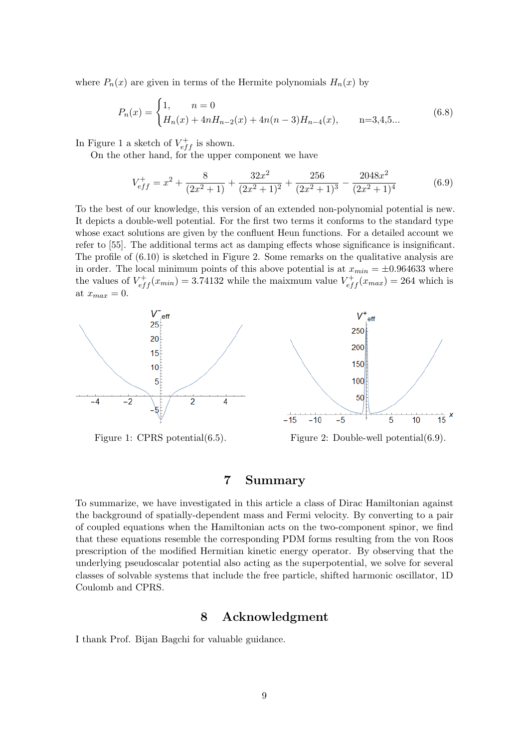where $P_n(x)$ are given in terms of the Hermite polynomials $H_n(x)$ by

$$P_n(x) = \begin{cases} 1, & n = 0 \\ H_n(x) + 4nH_{n-2}(x) + 4n(n-3)H_{n-4}(x), & \text{n=3,4,5...} \end{cases} \tag{6.8}$$

In Figure 1 a sketch of $V^+_{eff}$ is shown.

On the other hand, for the upper component we have

$$V^+_{eff} = x^2 + \frac{8}{(2x^2+1)} + \frac{32x^2}{(2x^2+1)^2} + \frac{256}{(2x^2+1)^3} - \frac{2048x^2}{(2x^2+1)^4} \tag{6.9}$$

To the best of our knowledge, this version of an extended non-polynomial potential is new. It depicts a double-well potential. For the first two terms it conforms to the standard type whose exact solutions are given by the confluent Heun functions. For a detailed account we refer to [55]. The additional terms act as damping effects whose significance is insignificant. The profile of (6.10) is sketched in Figure 2. Some remarks on the qualitative analysis are in order. The local minimum points of this above potential is at $x_{min} = \pm 0.964633$ where the values of $V^+_{eff}(x_{min}) = 3.74132$ while the maixmum value $V^+_{eff}(x_{max}) = 264$ which is at $x_{max} = 0$.

Figure 1: CPRS potential(6.5).

Figure 2: Double-well potential(6.9).

## 7 Summary

To summarize, we have investigated in this article a class of Dirac Hamiltonian against the background of spatially-dependent mass and Fermi velocity. By converting to a pair of coupled equations when the Hamiltonian acts on the two-component spinor, we find that these equations resemble the corresponding PDM forms resulting from the von Roos prescription of the modified Hermitian kinetic energy operator. By observing that the underlying pseudoscalar potential also acting as the superpotential, we solve for several classes of solvable systems that include the free particle, shifted harmonic oscillator, 1D Coulomb and CPRS.

## 8 Acknowledgment

I thank Prof. Bijan Bagchi for valuable guidance.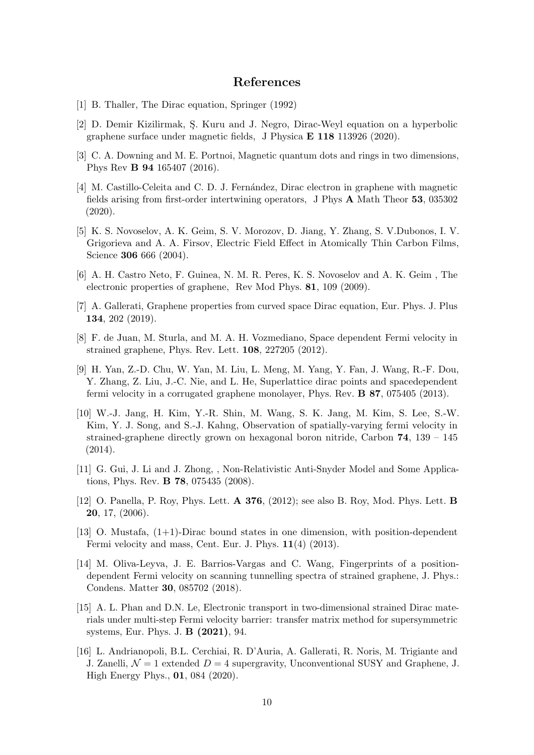## References

[1] B. Thaller, The Dirac equation, Springer (1992)

[2] D. Demir Kizilirmak, Ş. Kuru and J. Negro, Dirac-Weyl equation on a hyperbolic graphene surface under magnetic fields, J Physica **E 118** 113926 (2020).

[3] C. A. Downing and M. E. Portnoi, Magnetic quantum dots and rings in two dimensions, Phys Rev **B 94** 165407 (2016).

[4] M. Castillo-Celeita and C. D. J. Fernández, Dirac electron in graphene with magnetic fields arising from first-order intertwining operators, J Phys **A** Math Theor **53**, 035302 (2020).

[5] K. S. Novoselov, A. K. Geim, S. V. Morozov, D. Jiang, Y. Zhang, S. V.Dubonos, I. V. Grigorieva and A. A. Firsov, Electric Field Effect in Atomically Thin Carbon Films, Science **306** 666 (2004).

[6] A. H. Castro Neto, F. Guinea, N. M. R. Peres, K. S. Novoselov and A. K. Geim , The electronic properties of graphene, Rev Mod Phys. **81**, 109 (2009).

[7] A. Gallerati, Graphene properties from curved space Dirac equation, Eur. Phys. J. Plus **134**, 202 (2019).

[8] F. de Juan, M. Sturla, and M. A. H. Vozmediano, Space dependent Fermi velocity in strained graphene, Phys. Rev. Lett. **108**, 227205 (2012).

[9] H. Yan, Z.-D. Chu, W. Yan, M. Liu, L. Meng, M. Yang, Y. Fan, J. Wang, R.-F. Dou, Y. Zhang, Z. Liu, J.-C. Nie, and L. He, Superlattice dirac points and spacedependent fermi velocity in a corrugated graphene monolayer, Phys. Rev. **B 87**, 075405 (2013).

[10] W.-J. Jang, H. Kim, Y.-R. Shin, M. Wang, S. K. Jang, M. Kim, S. Lee, S.-W. Kim, Y. J. Song, and S.-J. Kahng, Observation of spatially-varying fermi velocity in strained-graphene directly grown on hexagonal boron nitride, Carbon **74**, 139 – 145 (2014).

[11] G. Gui, J. Li and J. Zhong, , Non-Relativistic Anti-Snyder Model and Some Applications, Phys. Rev. **B 78**, 075435 (2008).

[12] O. Panella, P. Roy, Phys. Lett. **A 376**, (2012); see also B. Roy, Mod. Phys. Lett. **B 20**, 17, (2006).

[13] O. Mustafa, (1+1)-Dirac bound states in one dimension, with position-dependent Fermi velocity and mass, Cent. Eur. J. Phys. **11**(4) (2013).

[14] M. Oliva-Leyva, J. E. Barrios-Vargas and C. Wang, Fingerprints of a position-dependent Fermi velocity on scanning tunnelling spectra of strained graphene, J. Phys.: Condens. Matter **30**, 085702 (2018).

[15] A. L. Phan and D.N. Le, Electronic transport in two-dimensional strained Dirac materials under multi-step Fermi velocity barrier: transfer matrix method for supersymmetric systems, Eur. Phys. J. **B (2021)**, 94.

[16] L. Andrianopoli, B.L. Cerchiai, R. D'Auria, A. Gallerati, R. Noris, M. Trigiante and J. Zanelli, $\mathcal{N} = 1$ extended $D = 4$ supergravity, Unconventional SUSY and Graphene, J. High Energy Phys., **01**, 084 (2020).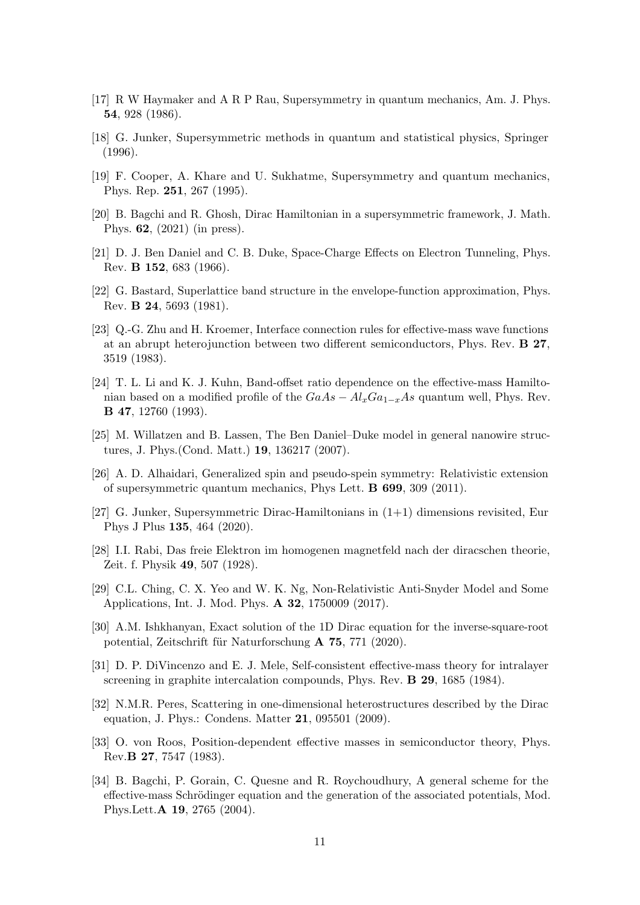[17] R W Haymaker and A R P Rau, Supersymmetry in quantum mechanics, Am. J. Phys. **54**, 928 (1986).

[18] G. Junker, Supersymmetric methods in quantum and statistical physics, Springer (1996).

[19] F. Cooper, A. Khare and U. Sukhatme, Supersymmetry and quantum mechanics, Phys. Rep. **251**, 267 (1995).

[20] B. Bagchi and R. Ghosh, Dirac Hamiltonian in a supersymmetric framework, J. Math. Phys. **62**, (2021) (in press).

[21] D. J. Ben Daniel and C. B. Duke, Space-Charge Effects on Electron Tunneling, Phys. Rev. **B 152**, 683 (1966).

[22] G. Bastard, Superlattice band structure in the envelope-function approximation, Phys. Rev. **B 24**, 5693 (1981).

[23] Q.-G. Zhu and H. Kroemer, Interface connection rules for effective-mass wave functions at an abrupt heterojunction between two different semiconductors, Phys. Rev. **B 27**, 3519 (1983).

[24] T. L. Li and K. J. Kuhn, Band-offset ratio dependence on the effective-mass Hamiltonian based on a modified profile of the $GaAs - Al_xGa_{1-x}As$ quantum well, Phys. Rev. **B 47**, 12760 (1993).

[25] M. Willatzen and B. Lassen, The Ben Daniel–Duke model in general nanowire structures, J. Phys.(Cond. Matt.) **19**, 136217 (2007).

[26] A. D. Alhaidari, Generalized spin and pseudo-spein symmetry: Relativistic extension of supersymmetric quantum mechanics, Phys Lett. **B 699**, 309 (2011).

[27] G. Junker, Supersymmetric Dirac-Hamiltonians in (1+1) dimensions revisited, Eur Phys J Plus **135**, 464 (2020).

[28] I.I. Rabi, Das freie Elektron im homogenen magnetfeld nach der diracschen theorie, Zeit. f. Physik **49**, 507 (1928).

[29] C.L. Ching, C. X. Yeo and W. K. Ng, Non-Relativistic Anti-Snyder Model and Some Applications, Int. J. Mod. Phys. **A 32**, 1750009 (2017).

[30] A.M. Ishkhanyan, Exact solution of the 1D Dirac equation for the inverse-square-root potential, Zeitschrift für Naturforschung **A 75**, 771 (2020).

[31] D. P. DiVincenzo and E. J. Mele, Self-consistent effective-mass theory for intralayer screening in graphite intercalation compounds, Phys. Rev. **B 29**, 1685 (1984).

[32] N.M.R. Peres, Scattering in one-dimensional heterostructures described by the Dirac equation, J. Phys.: Condens. Matter **21**, 095501 (2009).

[33] O. von Roos, Position-dependent effective masses in semiconductor theory, Phys. Rev.**B 27**, 7547 (1983).

[34] B. Bagchi, P. Gorain, C. Quesne and R. Roychoudhury, A general scheme for the effective-mass Schrödinger equation and the generation of the associated potentials, Mod. Phys.Lett.**A 19**, 2765 (2004).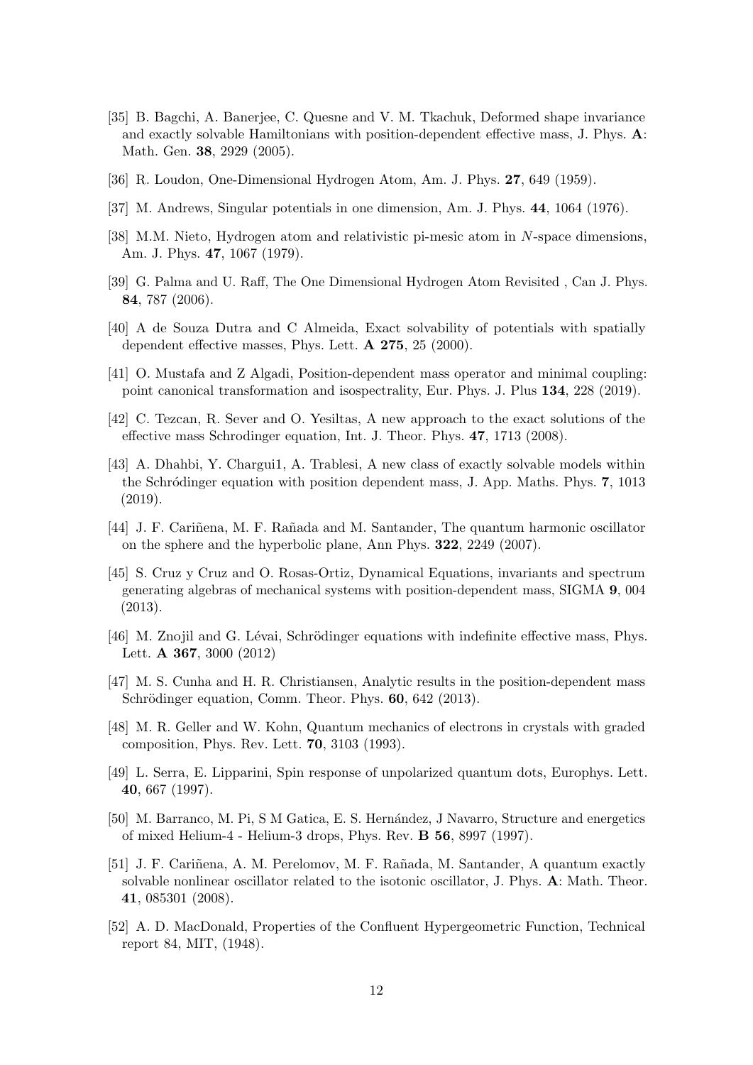[35] B. Bagchi, A. Banerjee, C. Quesne and V. M. Tkachuk, Deformed shape invariance and exactly solvable Hamiltonians with position-dependent effective mass, J. Phys. **A**: Math. Gen. **38**, 2929 (2005).

[36] R. Loudon, One-Dimensional Hydrogen Atom, Am. J. Phys. **27**, 649 (1959).

[37] M. Andrews, Singular potentials in one dimension, Am. J. Phys. **44**, 1064 (1976).

[38] M.M. Nieto, Hydrogen atom and relativistic pi-mesic atom in $N$-space dimensions, Am. J. Phys. **47**, 1067 (1979).

[39] G. Palma and U. Raff, The One Dimensional Hydrogen Atom Revisited , Can J. Phys. **84**, 787 (2006).

[40] A de Souza Dutra and C Almeida, Exact solvability of potentials with spatially dependent effective masses, Phys. Lett. **A 275**, 25 (2000).

[41] O. Mustafa and Z Algadi, Position-dependent mass operator and minimal coupling: point canonical transformation and isospectrality, Eur. Phys. J. Plus **134**, 228 (2019).

[42] C. Tezcan, R. Sever and O. Yesiltas, A new approach to the exact solutions of the effective mass Schrodinger equation, Int. J. Theor. Phys. **47**, 1713 (2008).

[43] A. Dhahbi, Y. Chargui1, A. Trablesi, A new class of exactly solvable models within the Schródinger equation with position dependent mass, J. App. Maths. Phys. **7**, 1013 (2019).

[44] J. F. Cariñena, M. F. Rañada and M. Santander, The quantum harmonic oscillator on the sphere and the hyperbolic plane, Ann Phys. **322**, 2249 (2007).

[45] S. Cruz y Cruz and O. Rosas-Ortiz, Dynamical Equations, invariants and spectrum generating algebras of mechanical systems with position-dependent mass, SIGMA **9**, 004 (2013).

[46] M. Znojil and G. Lévai, Schrödinger equations with indefinite effective mass, Phys. Lett. **A 367**, 3000 (2012)

[47] M. S. Cunha and H. R. Christiansen, Analytic results in the position-dependent mass Schrödinger equation, Comm. Theor. Phys. **60**, 642 (2013).

[48] M. R. Geller and W. Kohn, Quantum mechanics of electrons in crystals with graded composition, Phys. Rev. Lett. **70**, 3103 (1993).

[49] L. Serra, E. Lipparini, Spin response of unpolarized quantum dots, Europhys. Lett. **40**, 667 (1997).

[50] M. Barranco, M. Pi, S M Gatica, E. S. Hernández, J Navarro, Structure and energetics of mixed Helium-4 - Helium-3 drops, Phys. Rev. **B 56**, 8997 (1997).

[51] J. F. Cariñena, A. M. Perelomov, M. F. Rañada, M. Santander, A quantum exactly solvable nonlinear oscillator related to the isotonic oscillator, J. Phys. **A**: Math. Theor. **41**, 085301 (2008).

[52] A. D. MacDonald, Properties of the Confluent Hypergeometric Function, Technical report 84, MIT, (1948).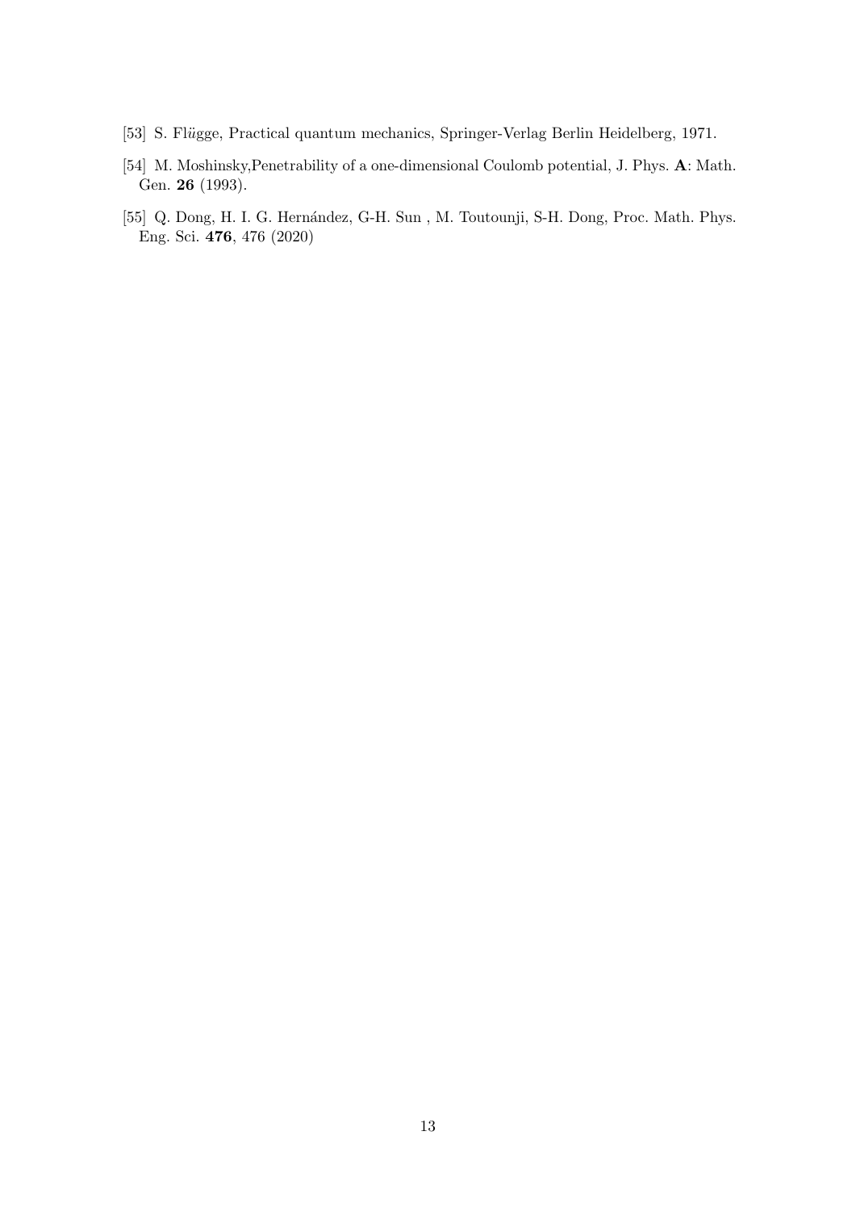[53] S. Flügge, Practical quantum mechanics, Springer-Verlag Berlin Heidelberg, 1971.

[54] M. Moshinsky,Penetrability of a one-dimensional Coulomb potential, J. Phys. **A**: Math. Gen. **26** (1993).

[55] Q. Dong, H. I. G. Hernández, G-H. Sun , M. Toutounji, S-H. Dong, Proc. Math. Phys. Eng. Sci. **476**, 476 (2020)